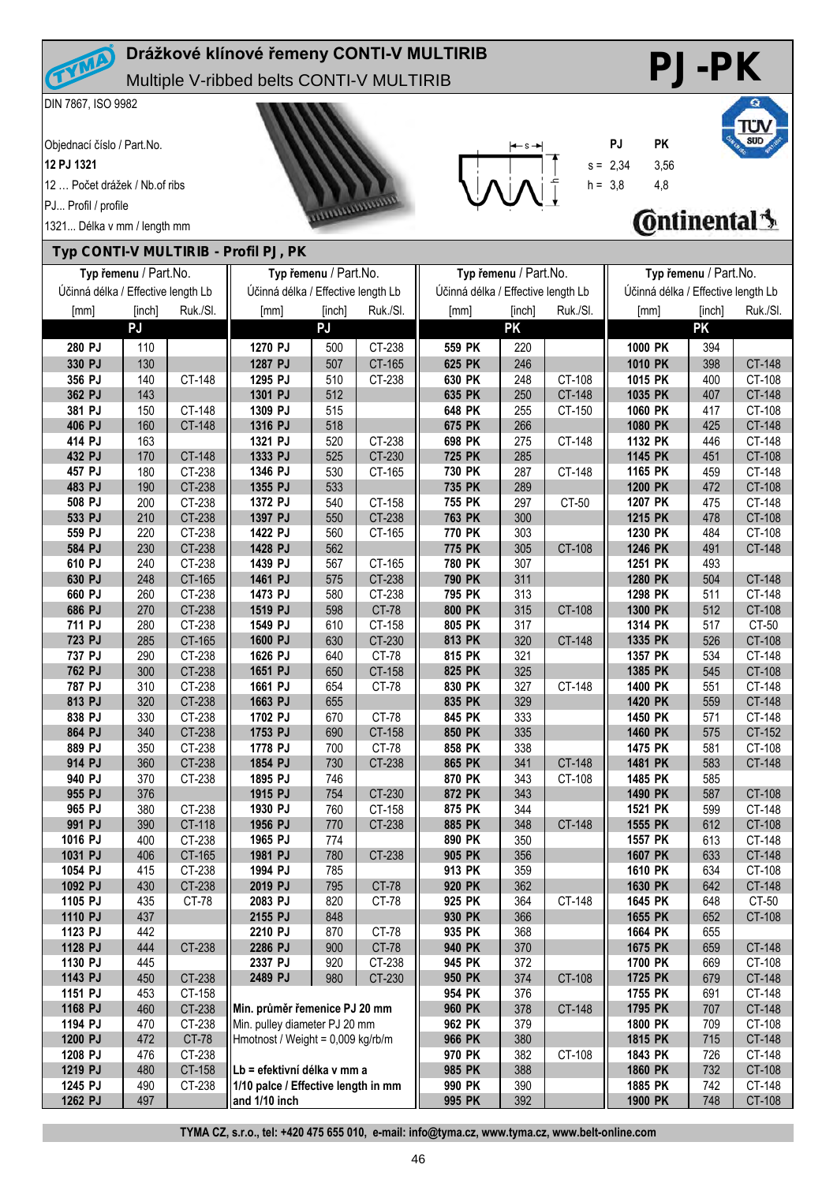# Drážkové klínové řemeny CONTI-V MULTIRIB

Multiple V-ribbed belts CONTI-V MULTIRIB

**PJ -PK**

DIN 7867, ISO 9982

Objednací číslo / Part.No.

**12 PJ 1321**

12 … Počet drážek / Nb.of ribs

PJ... Profil / profile

1321... Délka v mm / length mm

| | PJ | PK |
|---|---|---|
| s = | 2,34 | 3,56 |
| h = | 3,8 | 4,8 |

## Typ CONTI-V MULTIRIB - Profil PJ, PK

| Typ řemenu / Part.No. Účinná délka / Effective length Lb [mm] | [inch] | Ruk./Sl. | Typ řemenu / Part.No. Účinná délka / Effective length Lb [mm] | [inch] | Ruk./Sl. | Typ řemenu / Part.No. Účinná délka / Effective length Lb [mm] | [inch] | Ruk./Sl. | Typ řemenu / Part.No. Účinná délka / Effective length Lb [mm] | [inch] | Ruk./Sl. |
|---|---|---|---|---|---|---|---|---|---|---|---|
| **PJ** | | | **PJ** | | | **PK** | | | **PK** | | |
| **280 PJ** | 110 | | **1270 PJ** | 500 | CT-238 | **559 PK** | 220 | | **1000 PK** | 394 | |
| **330 PJ** | 130 | | **1287 PJ** | 507 | CT-165 | **625 PK** | 246 | | **1010 PK** | 398 | CT-148 |
| **356 PJ** | 140 | CT-148 | **1295 PJ** | 510 | CT-238 | **630 PK** | 248 | CT-108 | **1015 PK** | 400 | CT-108 |
| **362 PJ** | 143 | | **1301 PJ** | 512 | | **635 PK** | 250 | CT-148 | **1035 PK** | 407 | CT-148 |
| **381 PJ** | 150 | CT-148 | **1309 PJ** | 515 | | **648 PK** | 255 | CT-150 | **1060 PK** | 417 | CT-108 |
| **406 PJ** | 160 | CT-148 | **1316 PJ** | 518 | | **675 PK** | 266 | | **1080 PK** | 425 | CT-148 |
| **414 PJ** | 163 | | **1321 PJ** | 520 | CT-238 | **698 PK** | 275 | CT-148 | **1132 PK** | 446 | CT-148 |
| **432 PJ** | 170 | CT-148 | **1333 PJ** | 525 | CT-230 | **725 PK** | 285 | | **1145 PK** | 451 | CT-108 |
| **457 PJ** | 180 | CT-238 | **1346 PJ** | 530 | CT-165 | **730 PK** | 287 | CT-148 | **1165 PK** | 459 | CT-148 |
| **483 PJ** | 190 | CT-238 | **1355 PJ** | 533 | | **735 PK** | 289 | | **1200 PK** | 472 | CT-108 |
| **508 PJ** | 200 | CT-238 | **1372 PJ** | 540 | CT-158 | **755 PK** | 297 | CT-50 | **1207 PK** | 475 | CT-148 |
| **533 PJ** | 210 | CT-238 | **1397 PJ** | 550 | CT-238 | **763 PK** | 300 | | **1215 PK** | 478 | CT-108 |
| **559 PJ** | 220 | CT-238 | **1422 PJ** | 560 | CT-165 | **770 PK** | 303 | | **1230 PK** | 484 | CT-108 |
| **584 PJ** | 230 | CT-238 | **1428 PJ** | 562 | | **775 PK** | 305 | CT-108 | **1246 PK** | 491 | CT-148 |
| **610 PJ** | 240 | CT-238 | **1439 PJ** | 567 | CT-165 | **780 PK** | 307 | | **1251 PK** | 493 | |
| **630 PJ** | 248 | CT-165 | **1461 PJ** | 575 | CT-238 | **790 PK** | 311 | | **1280 PK** | 504 | CT-148 |
| **660 PJ** | 260 | CT-238 | **1473 PJ** | 580 | CT-238 | **795 PK** | 313 | | **1298 PK** | 511 | CT-148 |
| **686 PJ** | 270 | CT-238 | **1519 PJ** | 598 | CT-78 | **800 PK** | 315 | CT-108 | **1300 PK** | 512 | CT-108 |
| **711 PJ** | 280 | CT-238 | **1549 PJ** | 610 | CT-158 | **805 PK** | 317 | | **1314 PK** | 517 | CT-50 |
| **723 PJ** | 285 | CT-165 | **1600 PJ** | 630 | CT-230 | **813 PK** | 320 | CT-148 | **1335 PK** | 526 | CT-108 |
| **737 PJ** | 290 | CT-238 | **1626 PJ** | 640 | CT-78 | **815 PK** | 321 | | **1357 PK** | 534 | CT-148 |
| **762 PJ** | 300 | CT-238 | **1651 PJ** | 650 | CT-158 | **825 PK** | 325 | | **1385 PK** | 545 | CT-108 |
| **787 PJ** | 310 | CT-238 | **1661 PJ** | 654 | CT-78 | **830 PK** | 327 | CT-148 | **1400 PK** | 551 | CT-148 |
| **813 PJ** | 320 | CT-238 | **1663 PJ** | 655 | | **835 PK** | 329 | | **1420 PK** | 559 | CT-148 |
| **838 PJ** | 330 | CT-238 | **1702 PJ** | 670 | CT-78 | **845 PK** | 333 | | **1450 PK** | 571 | CT-148 |
| **864 PJ** | 340 | CT-238 | **1753 PJ** | 690 | CT-158 | **850 PK** | 335 | | **1460 PK** | 575 | CT-152 |
| **889 PJ** | 350 | CT-238 | **1778 PJ** | 700 | CT-78 | **858 PK** | 338 | | **1475 PK** | 581 | CT-108 |
| **914 PJ** | 360 | CT-238 | **1854 PJ** | 730 | CT-238 | **865 PK** | 341 | CT-148 | **1481 PK** | 583 | CT-148 |
| **940 PJ** | 370 | CT-238 | **1895 PJ** | 746 | | **870 PK** | 343 | CT-108 | **1485 PK** | 585 | |
| **955 PJ** | 376 | | **1915 PJ** | 754 | CT-230 | **872 PK** | 343 | | **1490 PK** | 587 | CT-108 |
| **965 PJ** | 380 | CT-238 | **1930 PJ** | 760 | CT-158 | **875 PK** | 344 | | **1521 PK** | 599 | CT-148 |
| **991 PJ** | 390 | CT-118 | **1956 PJ** | 770 | CT-238 | **885 PK** | 348 | CT-148 | **1555 PK** | 612 | CT-108 |
| **1016 PJ** | 400 | CT-238 | **1965 PJ** | 774 | | **890 PK** | 350 | | **1557 PK** | 613 | CT-148 |
| **1031 PJ** | 406 | CT-165 | **1981 PJ** | 780 | CT-238 | **905 PK** | 356 | | **1607 PK** | 633 | CT-148 |
| **1054 PJ** | 415 | CT-238 | **1994 PJ** | 785 | | **913 PK** | 359 | | **1610 PK** | 634 | CT-108 |
| **1092 PJ** | 430 | CT-238 | **2019 PJ** | 795 | CT-78 | **920 PK** | 362 | | **1630 PK** | 642 | CT-148 |
| **1105 PJ** | 435 | CT-78 | **2083 PJ** | 820 | CT-78 | **925 PK** | 364 | CT-148 | **1645 PK** | 648 | CT-50 |
| **1110 PJ** | 437 | | **2155 PJ** | 848 | | **930 PK** | 366 | | **1655 PK** | 652 | CT-108 |
| **1123 PJ** | 442 | | **2210 PJ** | 870 | CT-78 | **935 PK** | 368 | | **1664 PK** | 655 | |
| **1128 PJ** | 444 | CT-238 | **2286 PJ** | 900 | CT-78 | **940 PK** | 370 | | **1675 PK** | 659 | CT-148 |
| **1130 PJ** | 445 | | **2337 PJ** | 920 | CT-238 | **945 PK** | 372 | | **1700 PK** | 669 | CT-108 |
| **1143 PJ** | 450 | CT-238 | **2489 PJ** | 980 | CT-230 | **950 PK** | 374 | CT-108 | **1725 PK** | 679 | CT-148 |
| **1151 PJ** | 453 | CT-158 | | | | **954 PK** | 376 | | **1755 PK** | 691 | CT-148 |
| **1168 PJ** | 460 | CT-238 | | | | **960 PK** | 378 | CT-148 | **1795 PK** | 707 | CT-148 |
| **1194 PJ** | 470 | CT-238 | | | | **962 PK** | 379 | | **1800 PK** | 709 | CT-108 |
| **1200 PJ** | 472 | CT-78 | | | | **966 PK** | 380 | | **1815 PK** | 715 | CT-148 |
| **1208 PJ** | 476 | CT-238 | | | | **970 PK** | 382 | CT-108 | **1843 PK** | 726 | CT-148 |
| **1219 PJ** | 480 | CT-158 | | | | **985 PK** | 388 | | **1860 PK** | 732 | CT-108 |
| **1245 PJ** | 490 | CT-238 | | | | **990 PK** | 390 | | **1885 PK** | 742 | CT-148 |
| **1262 PJ** | 497 | | | | | **995 PK** | 392 | | **1900 PK** | 748 | CT-108 |

**Min. průměr řemenice PJ 20 mm**

Min. pulley diameter PJ 20 mm

Hmotnost / Weight = 0,009 kg/rb/m

**Lb = efektivní délka v mm a**

**1/10 palce / Effective length in mm and 1/10 inch**

TYMA CZ, s.r.o., tel: +420 475 655 010, e-mail: info@tyma.cz, www.tyma.cz, www.belt-online.com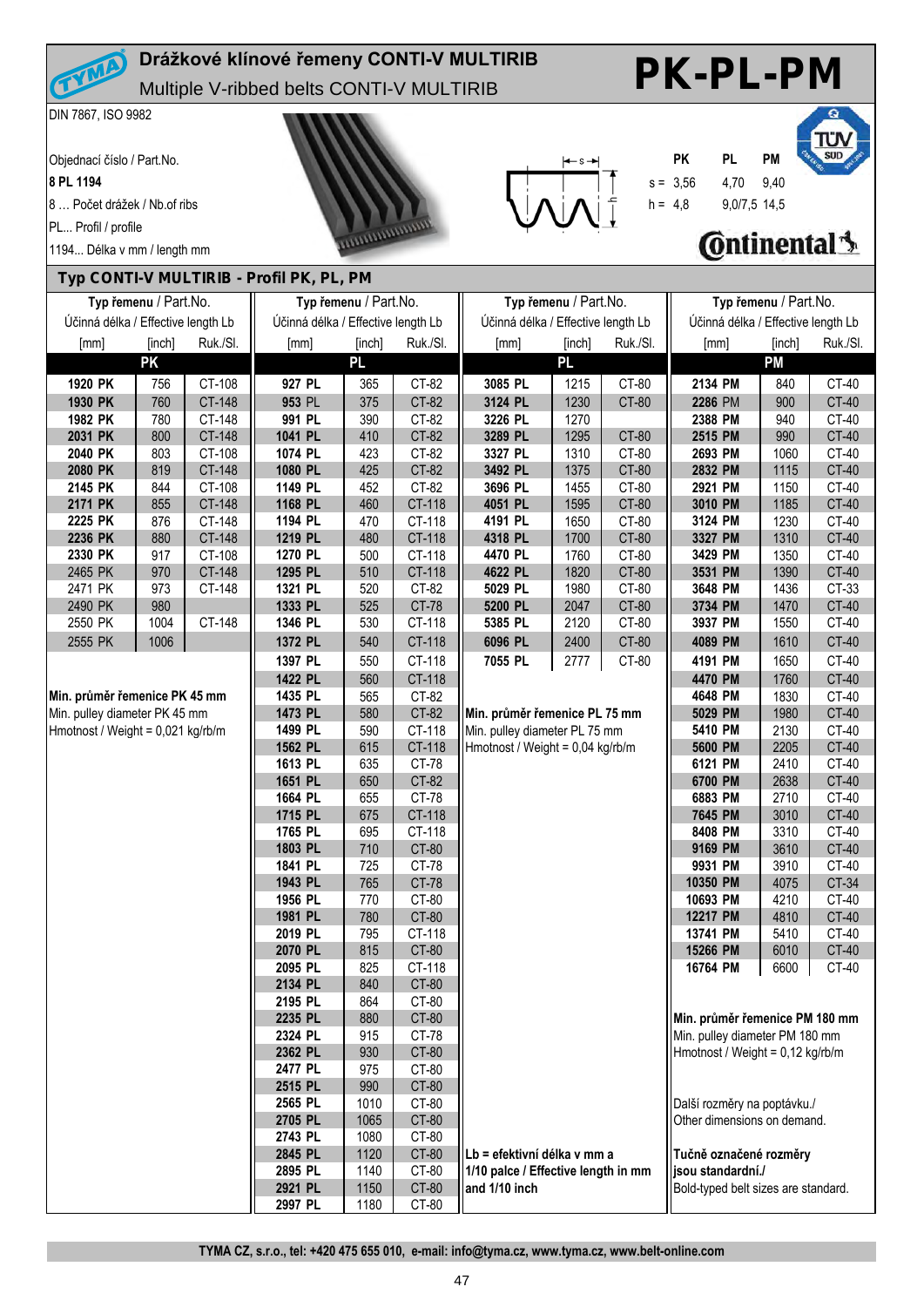# Drážkové klínové řemeny CONTI-V MULTIRIB

Multiple V-ribbed belts CONTI-V MULTIRIB

# PK-PL-PM

DIN 7867, ISO 9982

Objednací číslo / Part.No.

**8 PL 1194**

8 ... Počet drážek / Nb.of ribs

PL... Profil / profile

1194... Délka v mm / length mm

| | PK | PL | PM |
|---|---|---|---|
| s = | 3,56 | 4,70 | 9,40 |
| h = | 4,8 | 9,0/7,5 | 14,5 |

## Typ CONTI-V MULTIRIB - Profil PK, PL, PM

| Typ řemenu / Part.No. Účinná délka / Effective length Lb [mm] | [inch] | Ruk./Sl. | Typ řemenu / Part.No. Účinná délka / Effective length Lb [mm] | [inch] | Ruk./Sl. | Typ řemenu / Part.No. Účinná délka / Effective length Lb [mm] | [inch] | Ruk./Sl. | Typ řemenu / Part.No. Účinná délka / Effective length Lb [mm] | [inch] | Ruk./Sl. |
|---|---|---|---|---|---|---|---|---|---|---|---|
| **PK** | | | **PL** | | | **PL** | | | **PM** | | |
| **1920 PK** | 756 | CT-108 | **927 PL** | 365 | CT-82 | **3085 PL** | 1215 | CT-80 | **2134 PM** | 840 | CT-40 |
| **1930 PK** | 760 | CT-148 | **953** PL | 375 | CT-82 | **3124 PL** | 1230 | CT-80 | **2286** PM | 900 | CT-40 |
| **1982 PK** | 780 | CT-148 | **991 PL** | 390 | CT-82 | **3226 PL** | 1270 | | **2388 PM** | 940 | CT-40 |
| **2031 PK** | 800 | CT-148 | **1041 PL** | 410 | CT-82 | **3289 PL** | 1295 | CT-80 | **2515 PM** | 990 | CT-40 |
| **2040 PK** | 803 | CT-108 | **1074 PL** | 423 | CT-82 | **3327 PL** | 1310 | CT-80 | **2693 PM** | 1060 | CT-40 |
| **2080 PK** | 819 | CT-148 | **1080 PL** | 425 | CT-82 | **3492 PL** | 1375 | CT-80 | **2832 PM** | 1115 | CT-40 |
| **2145 PK** | 844 | CT-108 | **1149 PL** | 452 | CT-82 | **3696 PL** | 1455 | CT-80 | **2921 PM** | 1150 | CT-40 |
| **2171 PK** | 855 | CT-148 | **1168 PL** | 460 | CT-118 | **4051 PL** | 1595 | CT-80 | **3010 PM** | 1185 | CT-40 |
| **2225 PK** | 876 | CT-148 | **1194 PL** | 470 | CT-118 | **4191 PL** | 1650 | CT-80 | **3124 PM** | 1230 | CT-40 |
| **2236 PK** | 880 | CT-148 | **1219 PL** | 480 | CT-118 | **4318 PL** | 1700 | CT-80 | **3327 PM** | 1310 | CT-40 |
| **2330 PK** | 917 | CT-108 | **1270 PL** | 500 | CT-118 | **4470 PL** | 1760 | CT-80 | **3429 PM** | 1350 | CT-40 |
| 2465 PK | 970 | CT-148 | **1295 PL** | 510 | CT-118 | **4622 PL** | 1820 | CT-80 | **3531 PM** | 1390 | CT-40 |
| 2471 PK | 973 | CT-148 | **1321 PL** | 520 | CT-82 | **5029 PL** | 1980 | CT-80 | **3648 PM** | 1436 | CT-33 |
| 2490 PK | 980 | | **1333 PL** | 525 | CT-78 | **5200 PL** | 2047 | CT-80 | **3734 PM** | 1470 | CT-40 |
| 2550 PK | 1004 | CT-148 | **1346 PL** | 530 | CT-118 | **5385 PL** | 2120 | CT-80 | **3937 PM** | 1550 | CT-40 |
| 2555 PK | 1006 | | **1372 PL** | 540 | CT-118 | **6096 PL** | 2400 | CT-80 | **4089 PM** | 1610 | CT-40 |
| | | | **1397 PL** | 550 | CT-118 | **7055 PL** | 2777 | CT-80 | **4191 PM** | 1650 | CT-40 |
| | | | **1422 PL** | 560 | CT-118 | | | | **4470 PM** | 1760 | CT-40 |
| | | | **1435 PL** | 565 | CT-82 | | | | **4648 PM** | 1830 | CT-40 |
| | | | **1473 PL** | 580 | CT-82 | | | | **5029 PM** | 1980 | CT-40 |
| | | | **1499 PL** | 590 | CT-118 | | | | **5410 PM** | 2130 | CT-40 |
| | | | **1562 PL** | 615 | CT-118 | | | | **5600 PM** | 2205 | CT-40 |
| | | | **1613 PL** | 635 | CT-78 | | | | **6121 PM** | 2410 | CT-40 |
| | | | **1651 PL** | 650 | CT-82 | | | | **6700 PM** | 2638 | CT-40 |
| | | | **1664 PL** | 655 | CT-78 | | | | **6883 PM** | 2710 | CT-40 |
| | | | **1715 PL** | 675 | CT-118 | | | | **7645 PM** | 3010 | CT-40 |
| | | | **1765 PL** | 695 | CT-118 | | | | **8408 PM** | 3310 | CT-40 |
| | | | **1803 PL** | 710 | CT-80 | | | | **9169 PM** | 3610 | CT-40 |
| | | | **1841 PL** | 725 | CT-78 | | | | **9931 PM** | 3910 | CT-40 |
| | | | **1943 PL** | 765 | CT-78 | | | | **10350 PM** | 4075 | CT-34 |
| | | | **1956 PL** | 770 | CT-80 | | | | **10693 PM** | 4210 | CT-40 |
| | | | **1981 PL** | 780 | CT-80 | | | | **12217 PM** | 4810 | CT-40 |
| | | | **2019 PL** | 795 | CT-118 | | | | **13741 PM** | 5410 | CT-40 |
| | | | **2070 PL** | 815 | CT-80 | | | | **15266 PM** | 6010 | CT-40 |
| | | | **2095 PL** | 825 | CT-118 | | | | **16764 PM** | 6600 | CT-40 |
| | | | **2134 PL** | 840 | CT-80 | | | | | | |
| | | | **2195 PL** | 864 | CT-80 | | | | | | |
| | | | **2235 PL** | 880 | CT-80 | | | | | | |
| | | | **2324 PL** | 915 | CT-78 | | | | | | |
| | | | **2362 PL** | 930 | CT-80 | | | | | | |
| | | | **2477 PL** | 975 | CT-80 | | | | | | |
| | | | **2515 PL** | 990 | CT-80 | | | | | | |
| | | | **2565 PL** | 1010 | CT-80 | | | | | | |
| | | | **2705 PL** | 1065 | CT-80 | | | | | | |
| | | | **2743 PL** | 1080 | CT-80 | | | | | | |
| | | | **2845 PL** | 1120 | CT-80 | | | | | | |
| | | | **2895 PL** | 1140 | CT-80 | | | | | | |
| | | | **2921 PL** | 1150 | CT-80 | | | | | | |
| | | | **2997 PL** | 1180 | CT-80 | | | | | | |

**Min. průměr řemenice PK 45 mm**
Min. pulley diameter PK 45 mm
Hmotnost / Weight = 0,021 kg/rb/m

**Min. průměr řemenice PL 75 mm**
Min. pulley diameter PL 75 mm
Hmotnost / Weight = 0,04 kg/rb/m

**Min. průměr řemenice PM 180 mm**
Min. pulley diameter PM 180 mm
Hmotnost / Weight = 0,12 kg/rb/m

Další rozměry na poptávku./
Other dimensions on demand.

**Lb = efektivní délka v mm a 1/10 palce / Effective length in mm and 1/10 inch**

**Tučně označené rozměry jsou standardní./**
Bold-typed belt sizes are standard.

TYMA CZ, s.r.o., tel: +420 475 655 010, e-mail: info@tyma.cz, www.tyma.cz, www.belt-online.com